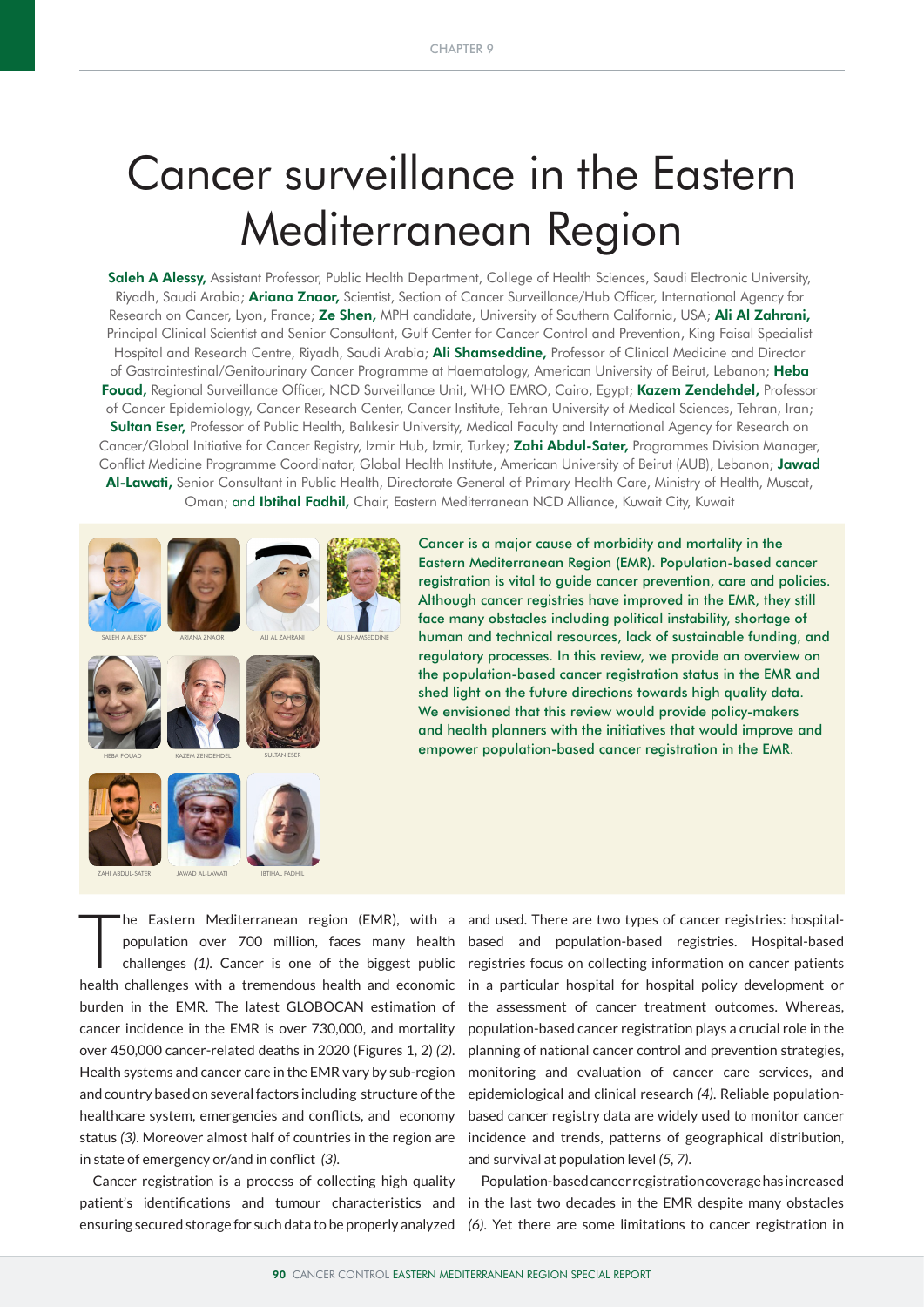# Cancer surveillance in the Eastern Mediterranean Region

**Saleh A Alessy,** Assistant Professor, Public Health Department, College of Health Sciences, Saudi Electronic University, Riyadh, Saudi Arabia; **Ariana Znaor,** Scientist, Section of Cancer Surveillance/Hub Officer, International Agency for Research on Cancer, Lyon, France; **Ze Shen,** MPH candidate, University of Southern California, USA; **Ali Al Zahrani,** Principal Clinical Scientist and Senior Consultant, Gulf Center for Cancer Control and Prevention, King Faisal Specialist Hospital and Research Centre, Riyadh, Saudi Arabia; **Ali Shamseddine,** Professor of Clinical Medicine and Director of Gastrointestinal/Genitourinary Cancer Programme at Haematology, American University of Beirut, Lebanon; **Heba Fouad,** Regional Surveillance Officer, NCD Surveillance Unit, WHO EMRO, Cairo, Egypt; **Kazem Zendehdel,** Professor of Cancer Epidemiology, Cancer Research Center, Cancer Institute, Tehran University of Medical Sciences, Tehran, Iran; **Sultan Eser,** Professor of Public Health, Balıkesir University, Medical Faculty and International Agency for Research on Cancer/Global Initiative for Cancer Registry, Izmir Hub, Izmir, Turkey; **Zahi Abdul-Sater,** Programmes Division Manager, Conflict Medicine Programme Coordinator, Global Health Institute, American University of Beirut (AUB), Lebanon; **Jawad Al-Lawati,** Senior Consultant in Public Health, Directorate General of Primary Health Care, Ministry of Health, Muscat, Oman; and **Ibtihal Fadhil,** Chair, Eastern Mediterranean NCD Alliance, Kuwait City, Kuwait

SALEH A ALESSY ARIANA ZNAOR ALI AL ZAHRANI ALI SHAMSEDDINE HEBA FOUAD KAZEM ZENDEHDEL SULTAN ESER ZAHI ABDUL-SATER JAWAD AL-LAWATI IBTIHAL FADHIL

Cancer is a major cause of morbidity and mortality in the Eastern Mediterranean Region (EMR). Population-based cancer registration is vital to guide cancer prevention, care and policies. Although cancer registries have improved in the EMR, they still face many obstacles including political instability, shortage of human and technical resources, lack of sustainable funding, and regulatory processes. In this review, we provide an overview on the population-based cancer registration status in the EMR and shed light on the future directions towards high quality data. We envisioned that this review would provide policy-makers and health planners with the initiatives that would improve and empower population-based cancer registration in the EMR.

The Eastern Mediterranean region (EMR), with a population over 700 million, faces many health challenges *(1)*. Cancer is one of the biggest public health challenges with a tremendous health and economic burden in the EMR. The latest GLOBOCAN estimation of cancer incidence in the EMR is over 730,000, and mortality over 450,000 cancer-related deaths in 2020 (Figures 1, 2) *(2)*. Health systems and cancer care in the EMR vary by sub-region and country based on several factors including structure of the healthcare system, emergencies and conflicts, and economy status *(3)*. Moreover almost half of countries in the region are in state of emergency or/and in conflict *(3)*.

Cancer registration is a process of collecting high quality patient's identifications and tumour characteristics and ensuring secured storage for such data to be properly analyzed and used. There are two types of cancer registries: hospital-based and population-based registries. Hospital-based registries focus on collecting information on cancer patients in a particular hospital for hospital policy development or the assessment of cancer treatment outcomes. Whereas, population-based cancer registration plays a crucial role in the planning of national cancer control and prevention strategies, monitoring and evaluation of cancer care services, and epidemiological and clinical research *(4)*. Reliable population-based cancer registry data are widely used to monitor cancer incidence and trends, patterns of geographical distribution, and survival at population level *(5, 7)*.

Population-based cancer registration coverage has increased in the last two decades in the EMR despite many obstacles *(6)*. Yet there are some limitations to cancer registration in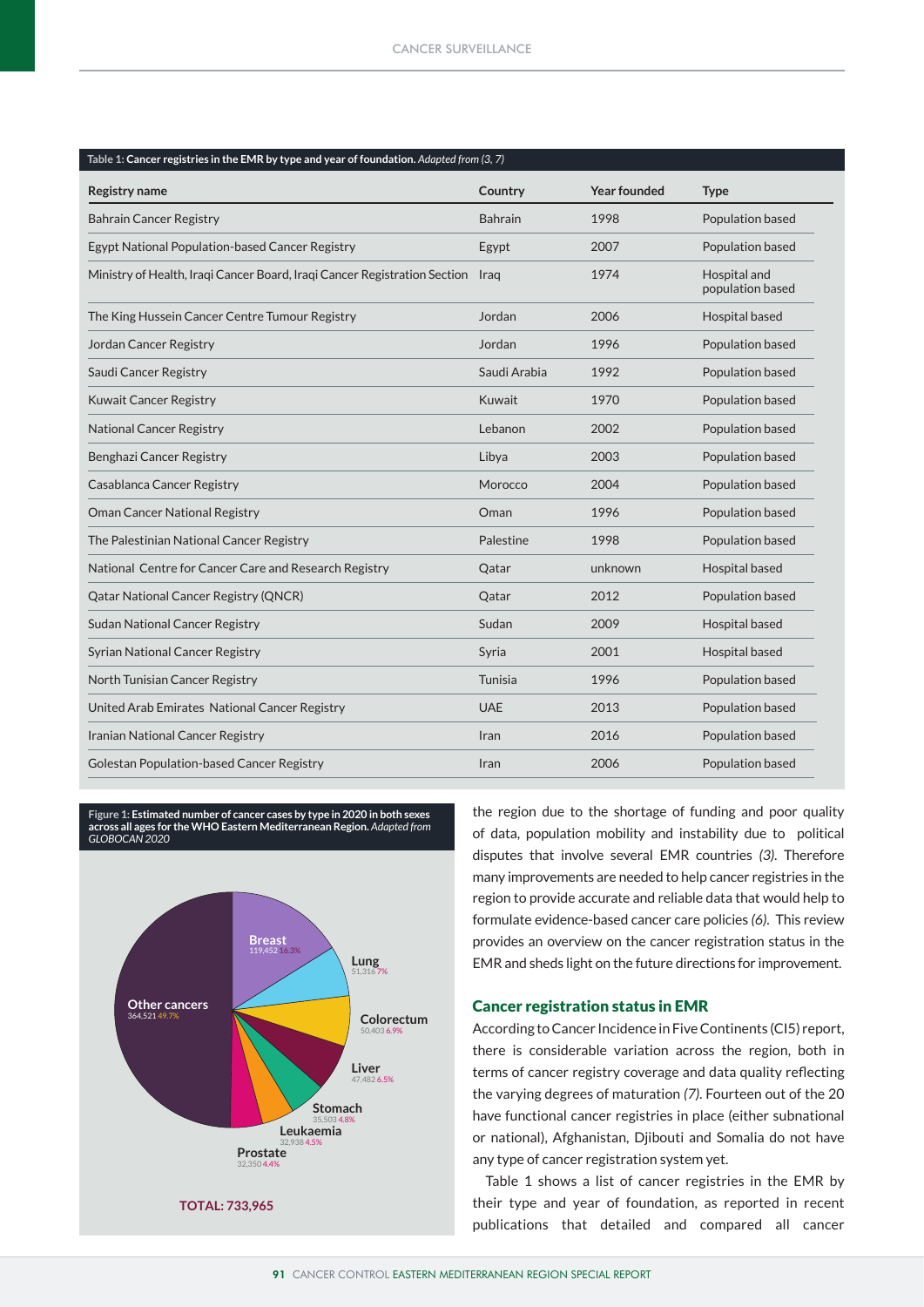**Table 1: Cancer registries in the EMR by type and year of foundation.** *Adapted from (3, 7)*

| Registry name | Country | Year founded | Type |
|---|---|---|---|
| Bahrain Cancer Registry | Bahrain | 1998 | Population based |
| Egypt National Population-based Cancer Registry | Egypt | 2007 | Population based |
| Ministry of Health, Iraqi Cancer Board, Iraqi Cancer Registration Section | Iraq | 1974 | Hospital and population based |
| The King Hussein Cancer Centre Tumour Registry | Jordan | 2006 | Hospital based |
| Jordan Cancer Registry | Jordan | 1996 | Population based |
| Saudi Cancer Registry | Saudi Arabia | 1992 | Population based |
| Kuwait Cancer Registry | Kuwait | 1970 | Population based |
| National Cancer Registry | Lebanon | 2002 | Population based |
| Benghazi Cancer Registry | Libya | 2003 | Population based |
| Casablanca Cancer Registry | Morocco | 2004 | Population based |
| Oman Cancer National Registry | Oman | 1996 | Population based |
| The Palestinian National Cancer Registry | Palestine | 1998 | Population based |
| National Centre for Cancer Care and Research Registry | Qatar | unknown | Hospital based |
| Qatar National Cancer Registry (QNCR) | Qatar | 2012 | Population based |
| Sudan National Cancer Registry | Sudan | 2009 | Hospital based |
| Syrian National Cancer Registry | Syria | 2001 | Hospital based |
| North Tunisian Cancer Registry | Tunisia | 1996 | Population based |
| United Arab Emirates National Cancer Registry | UAE | 2013 | Population based |
| Iranian National Cancer Registry | Iran | 2016 | Population based |
| Golestan Population-based Cancer Registry | Iran | 2006 | Population based |

**Figure 1: Estimated number of cancer cases by type in 2020 in both sexes across all ages for the WHO Eastern Mediterranean Region.** *Adapted from GLOBOCAN 2020*

| Cancer type | Cases | % |
|---|---|---|
| Breast | 119,452 | 16.3% |
| Lung | 51,316 | 7% |
| Colorectum | 50,403 | 6.9% |
| Liver | 47,482 | 6.5% |
| Stomach | 35,503 | 4.8% |
| Leukaemia | 32,938 | 4.5% |
| Prostate | 32,350 | 4.4% |
| Other cancers | 364,521 | 49.7% |

**TOTAL: 733,965**

the region due to the shortage of funding and poor quality of data, population mobility and instability due to political disputes that involve several EMR countries *(3)*. Therefore many improvements are needed to help cancer registries in the region to provide accurate and reliable data that would help to formulate evidence-based cancer care policies *(6)*. This review provides an overview on the cancer registration status in the EMR and sheds light on the future directions for improvement.

## Cancer registration status in EMR

According to Cancer Incidence in Five Continents (CI5) report, there is considerable variation across the region, both in terms of cancer registry coverage and data quality reflecting the varying degrees of maturation *(7)*. Fourteen out of the 20 have functional cancer registries in place (either subnational or national), Afghanistan, Djibouti and Somalia do not have any type of cancer registration system yet.

Table 1 shows a list of cancer registries in the EMR by their type and year of foundation, as reported in recent publications that detailed and compared all cancer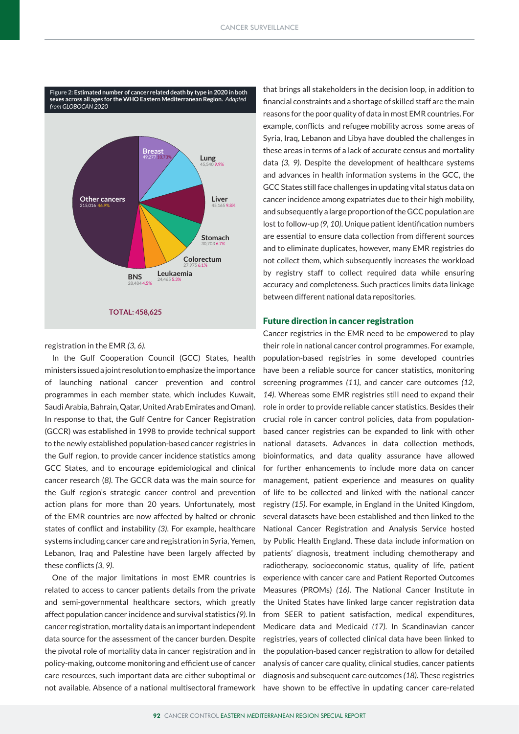**Figure 2: Estimated number of cancer related death by type in 2020 in both sexes across all ages for the WHO Eastern Mediterranean Region.** *Adapted from GLOBOCAN 2020*

| Cancer type | Number | % |
|---|---|---|
| Breast | 49,277 | 10.73% |
| Lung | 45,540 | 9.9% |
| Liver | 45,165 | 9.8% |
| Stomach | 30,703 | 6.7% |
| Colorectum | 27,975 | 6.1% |
| Leukaemia | 24,465 | 5.3% |
| BNS | 28,484 | 4.5% |
| Other cancers | 215,016 | 46.9% |

**TOTAL: 458,625**

registration in the EMR *(3, 6)*.

In the Gulf Cooperation Council (GCC) States, health ministers issued a joint resolution to emphasize the importance of launching national cancer prevention and control programmes in each member state, which includes Kuwait, Saudi Arabia, Bahrain, Qatar, United Arab Emirates and Oman). In response to that, the Gulf Centre for Cancer Registration (GCCR) was established in 1998 to provide technical support to the newly established population-based cancer registries in the Gulf region, to provide cancer incidence statistics among GCC States, and to encourage epidemiological and clinical cancer research (*8*). The GCCR data was the main source for the Gulf region's strategic cancer control and prevention action plans for more than 20 years. Unfortunately, most of the EMR countries are now affected by halted or chronic states of conflict and instability *(3)*. For example, healthcare systems including cancer care and registration in Syria, Yemen, Lebanon, Iraq and Palestine have been largely affected by these conflicts *(3, 9)*.

One of the major limitations in most EMR countries is related to access to cancer patients details from the private and semi-governmental healthcare sectors, which greatly affect population cancer incidence and survival statistics *(9)*. In cancer registration, mortality data is an important independent data source for the assessment of the cancer burden. Despite the pivotal role of mortality data in cancer registration and in policy-making, outcome monitoring and efficient use of cancer care resources, such important data are either suboptimal or not available. Absence of a national multisectoral framework that brings all stakeholders in the decision loop, in addition to financial constraints and a shortage of skilled staff are the main reasons for the poor quality of data in most EMR countries. For example, conflicts and refugee mobility across some areas of Syria, Iraq, Lebanon and Libya have doubled the challenges in these areas in terms of a lack of accurate census and mortality data *(3, 9)*. Despite the development of healthcare systems and advances in health information systems in the GCC, the GCC States still face challenges in updating vital status data on cancer incidence among expatriates due to their high mobility, and subsequently a large proportion of the GCC population are lost to follow-up *(9, 10)*. Unique patient identification numbers are essential to ensure data collection from different sources and to eliminate duplicates, however, many EMR registries do not collect them, which subsequently increases the workload by registry staff to collect required data while ensuring accuracy and completeness. Such practices limits data linkage between different national data repositories.

## Future direction in cancer registration

Cancer registries in the EMR need to be empowered to play their role in national cancer control programmes. For example, population-based registries in some developed countries have been a reliable source for cancer statistics, monitoring screening programmes *(11)*, and cancer care outcomes *(12, 14)*. Whereas some EMR registries still need to expand their role in order to provide reliable cancer statistics. Besides their crucial role in cancer control policies, data from population-based cancer registries can be expanded to link with other national datasets. Advances in data collection methods, bioinformatics, and data quality assurance have allowed for further enhancements to include more data on cancer management, patient experience and measures on quality of life to be collected and linked with the national cancer registry *(15)*. For example, in England in the United Kingdom, several datasets have been established and then linked to the National Cancer Registration and Analysis Service hosted by Public Health England. These data include information on patients' diagnosis, treatment including chemotherapy and radiotherapy, socioeconomic status, quality of life, patient experience with cancer care and Patient Reported Outcomes Measures (PROMs) *(16)*. The National Cancer Institute in the United States have linked large cancer registration data from SEER to patient satisfaction, medical expenditures, Medicare data and Medicaid *(17)*. In Scandinavian cancer registries, years of collected clinical data have been linked to the population-based cancer registration to allow for detailed analysis of cancer care quality, clinical studies, cancer patients diagnosis and subsequent care outcomes *(18)*. These registries have shown to be effective in updating cancer care-related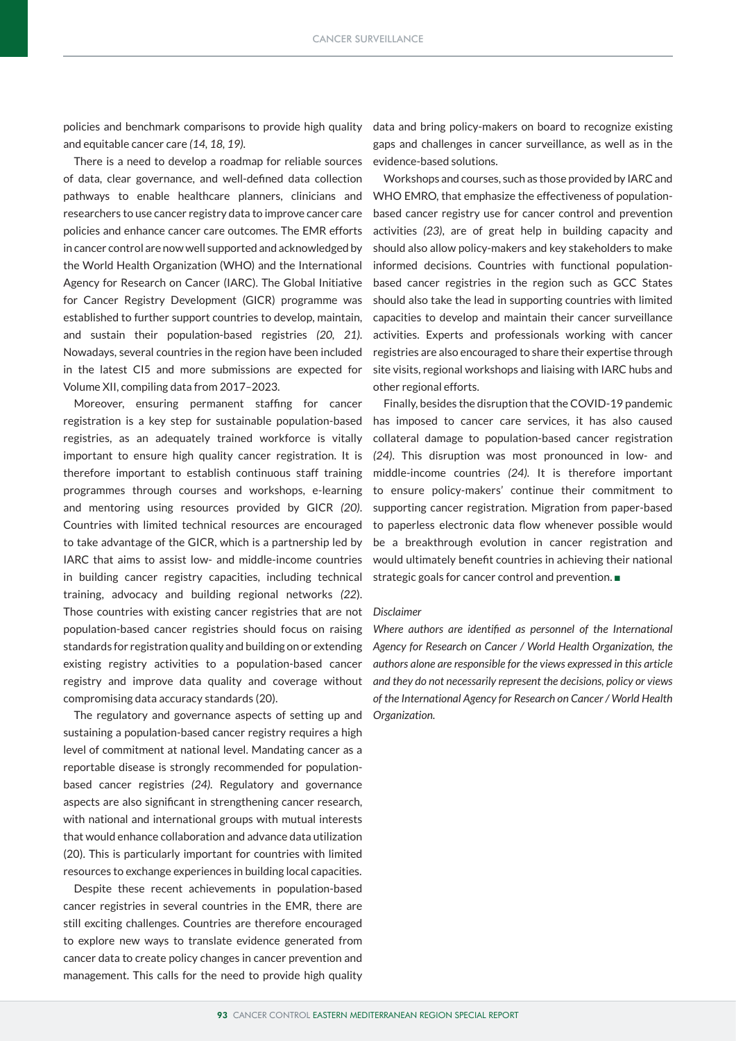policies and benchmark comparisons to provide high quality and equitable cancer care *(14, 18, 19)*.

There is a need to develop a roadmap for reliable sources of data, clear governance, and well-defined data collection pathways to enable healthcare planners, clinicians and researchers to use cancer registry data to improve cancer care policies and enhance cancer care outcomes. The EMR efforts in cancer control are now well supported and acknowledged by the World Health Organization (WHO) and the International Agency for Research on Cancer (IARC). The Global Initiative for Cancer Registry Development (GICR) programme was established to further support countries to develop, maintain, and sustain their population-based registries *(20, 21)*. Nowadays, several countries in the region have been included in the latest CI5 and more submissions are expected for Volume XII, compiling data from 2017–2023.

Moreover, ensuring permanent staffing for cancer registration is a key step for sustainable population-based registries, as an adequately trained workforce is vitally important to ensure high quality cancer registration. It is therefore important to establish continuous staff training programmes through courses and workshops, e-learning and mentoring using resources provided by GICR *(20)*. Countries with limited technical resources are encouraged to take advantage of the GICR, which is a partnership led by IARC that aims to assist low- and middle-income countries in building cancer registry capacities, including technical training, advocacy and building regional networks *(22*). Those countries with existing cancer registries that are not population-based cancer registries should focus on raising standards for registration quality and building on or extending existing registry activities to a population-based cancer registry and improve data quality and coverage without compromising data accuracy standards (20).

The regulatory and governance aspects of setting up and sustaining a population-based cancer registry requires a high level of commitment at national level. Mandating cancer as a reportable disease is strongly recommended for population-based cancer registries *(24)*. Regulatory and governance aspects are also significant in strengthening cancer research, with national and international groups with mutual interests that would enhance collaboration and advance data utilization (20). This is particularly important for countries with limited resources to exchange experiences in building local capacities.

Despite these recent achievements in population-based cancer registries in several countries in the EMR, there are still exciting challenges. Countries are therefore encouraged to explore new ways to translate evidence generated from cancer data to create policy changes in cancer prevention and management. This calls for the need to provide high quality data and bring policy-makers on board to recognize existing gaps and challenges in cancer surveillance, as well as in the evidence-based solutions.

Workshops and courses, such as those provided by IARC and WHO EMRO, that emphasize the effectiveness of population-based cancer registry use for cancer control and prevention activities *(23)*, are of great help in building capacity and should also allow policy-makers and key stakeholders to make informed decisions. Countries with functional population-based cancer registries in the region such as GCC States should also take the lead in supporting countries with limited capacities to develop and maintain their cancer surveillance activities. Experts and professionals working with cancer registries are also encouraged to share their expertise through site visits, regional workshops and liaising with IARC hubs and other regional efforts.

Finally, besides the disruption that the COVID-19 pandemic has imposed to cancer care services, it has also caused collateral damage to population-based cancer registration *(24)*. This disruption was most pronounced in low- and middle-income countries *(24)*. It is therefore important to ensure policy-makers' continue their commitment to supporting cancer registration. Migration from paper-based to paperless electronic data flow whenever possible would be a breakthrough evolution in cancer registration and would ultimately benefit countries in achieving their national strategic goals for cancer control and prevention. ■

*Disclaimer*

*Where authors are identified as personnel of the International Agency for Research on Cancer / World Health Organization, the authors alone are responsible for the views expressed in this article and they do not necessarily represent the decisions, policy or views of the International Agency for Research on Cancer / World Health Organization.*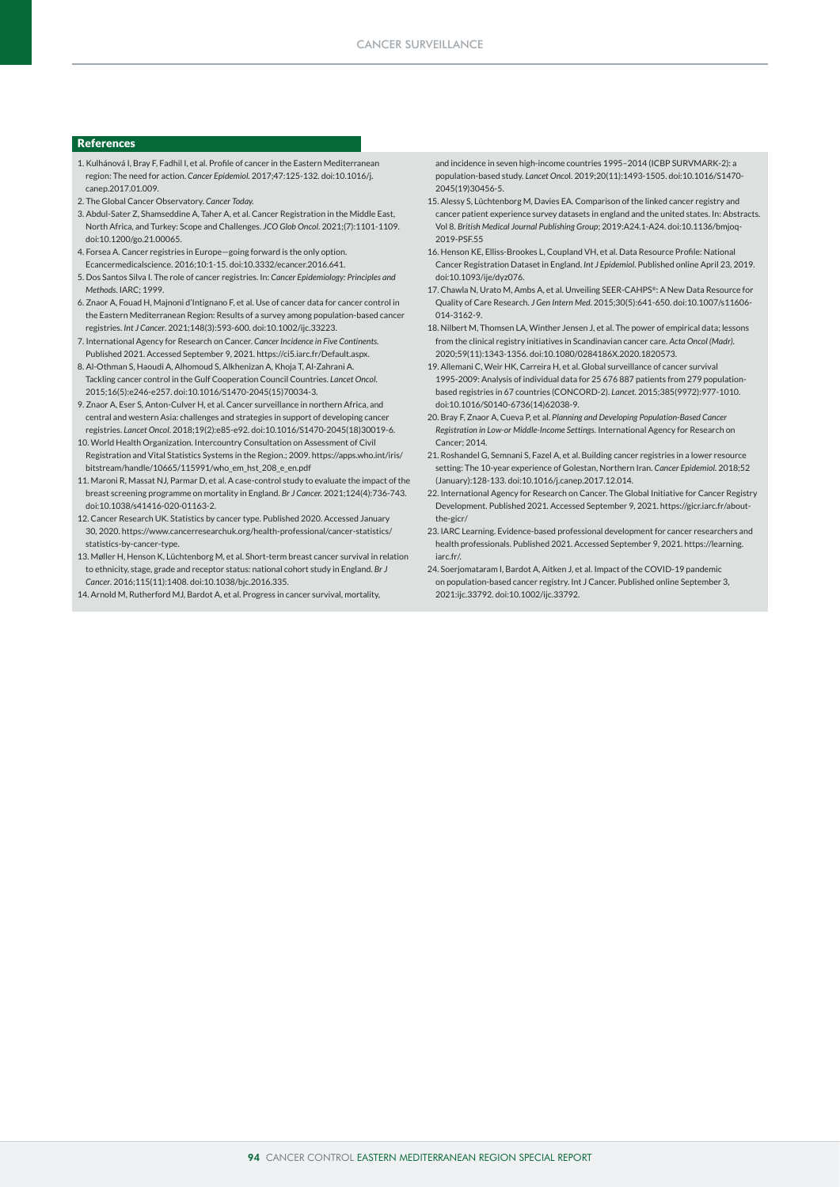## References

1. Kulhánová I, Bray F, Fadhil I, et al. Profile of cancer in the Eastern Mediterranean region: The need for action. *Cancer Epidemiol.* 2017;47:125-132. doi:10.1016/j.canep.2017.01.009.
2. The Global Cancer Observatory. *Cancer Today.*
3. Abdul-Sater Z, Shamseddine A, Taher A, et al. Cancer Registration in the Middle East, North Africa, and Turkey: Scope and Challenges. *JCO Glob Oncol.* 2021;(7):1101-1109. doi:10.1200/go.21.00065.
4. Forsea A. Cancer registries in Europe—going forward is the only option. Ecancermedicalscience. 2016;10:1-15. doi:10.3332/ecancer.2016.641.
5. Dos Santos Silva I. The role of cancer registries. In: *Cancer Epidemiology: Principles and Methods*. IARC; 1999.
6. Znaor A, Fouad H, Majnoni d'Intignano F, et al. Use of cancer data for cancer control in the Eastern Mediterranean Region: Results of a survey among population-based cancer registries. *Int J Cancer.* 2021;148(3):593-600. doi:10.1002/ijc.33223.
7. International Agency for Research on Cancer. *Cancer Incidence in Five Continents.* Published 2021. Accessed September 9, 2021. https://ci5.iarc.fr/Default.aspx.
8. Al-Othman S, Haoudi A, Alhomoud S, Alkhenizan A, Khoja T, Al-Zahrani A. Tackling cancer control in the Gulf Cooperation Council Countries. *Lancet Oncol.* 2015;16(5):e246-e257. doi:10.1016/S1470-2045(15)70034-3.
9. Znaor A, Eser S, Anton-Culver H, et al. Cancer surveillance in northern Africa, and central and western Asia: challenges and strategies in support of developing cancer registries. *Lancet Oncol.* 2018;19(2):e85-e92. doi:10.1016/S1470-2045(18)30019-6.
10. World Health Organization. Intercountry Consultation on Assessment of Civil Registration and Vital Statistics Systems in the Region.; 2009. https://apps.who.int/iris/bitstream/handle/10665/115991/who_em_hst_208_e_en.pdf
11. Maroni R, Massat NJ, Parmar D, et al. A case-control study to evaluate the impact of the breast screening programme on mortality in England. *Br J Cancer.* 2021;124(4):736-743. doi:10.1038/s41416-020-01163-2.
12. Cancer Research UK. Statistics by cancer type. Published 2020. Accessed January 30, 2020. https://www.cancerresearchuk.org/health-professional/cancer-statistics/statistics-by-cancer-type.
13. Møller H, Henson K, Lüchtenborg M, et al. Short-term breast cancer survival in relation to ethnicity, stage, grade and receptor status: national cohort study in England. *Br J Cancer*. 2016;115(11):1408. doi:10.1038/bjc.2016.335.
14. Arnold M, Rutherford MJ, Bardot A, et al. Progress in cancer survival, mortality, and incidence in seven high-income countries 1995–2014 (ICBP SURVMARK-2): a population-based study. *Lancet Oncol.* 2019;20(11):1493-1505. doi:10.1016/S1470-2045(19)30456-5.
15. Alessy S, Lüchtenborg M, Davies EA. Comparison of the linked cancer registry and cancer patient experience survey datasets in england and the united states. In: Abstracts. Vol 8. *British Medical Journal Publishing Group*; 2019:A24.1-A24. doi:10.1136/bmjoq-2019-PSF.55
16. Henson KE, Elliss-Brookes L, Coupland VH, et al. Data Resource Profile: National Cancer Registration Dataset in England. *Int J Epidemiol.* Published online April 23, 2019. doi:10.1093/ije/dyz076.
17. Chawla N, Urato M, Ambs A, et al. Unveiling SEER-CAHPS®: A New Data Resource for Quality of Care Research. *J Gen Intern Med.* 2015;30(5):641-650. doi:10.1007/s11606-014-3162-9.
18. Nilbert M, Thomsen LA, Winther Jensen J, et al. The power of empirical data; lessons from the clinical registry initiatives in Scandinavian cancer care. *Acta Oncol (Madr).* 2020;59(11):1343-1356. doi:10.1080/0284186X.2020.1820573.
19. Allemani C, Weir HK, Carreira H, et al. Global surveillance of cancer survival 1995-2009: Analysis of individual data for 25 676 887 patients from 279 population-based registries in 67 countries (CONCORD-2). *Lancet.* 2015;385(9972):977-1010. doi:10.1016/S0140-6736(14)62038-9.
20. Bray F, Znaor A, Cueva P, et al. *Planning and Developing Population-Based Cancer Registration in Low-or Middle-Income Settings.* International Agency for Research on Cancer; 2014.
21. Roshandel G, Semnani S, Fazel A, et al. Building cancer registries in a lower resource setting: The 10-year experience of Golestan, Northern Iran. *Cancer Epidemiol.* 2018;52 (January):128-133. doi:10.1016/j.canep.2017.12.014.
22. International Agency for Research on Cancer. The Global Initiative for Cancer Registry Development. Published 2021. Accessed September 9, 2021. https://gicr.iarc.fr/about-the-gicr/
23. IARC Learning. Evidence-based professional development for cancer researchers and health professionals. Published 2021. Accessed September 9, 2021. https://learning.iarc.fr/.
24. Soerjomataram I, Bardot A, Aitken J, et al. Impact of the COVID-19 pandemic on population-based cancer registry. Int J Cancer. Published online September 3, 2021:ijc.33792. doi:10.1002/ijc.33792.